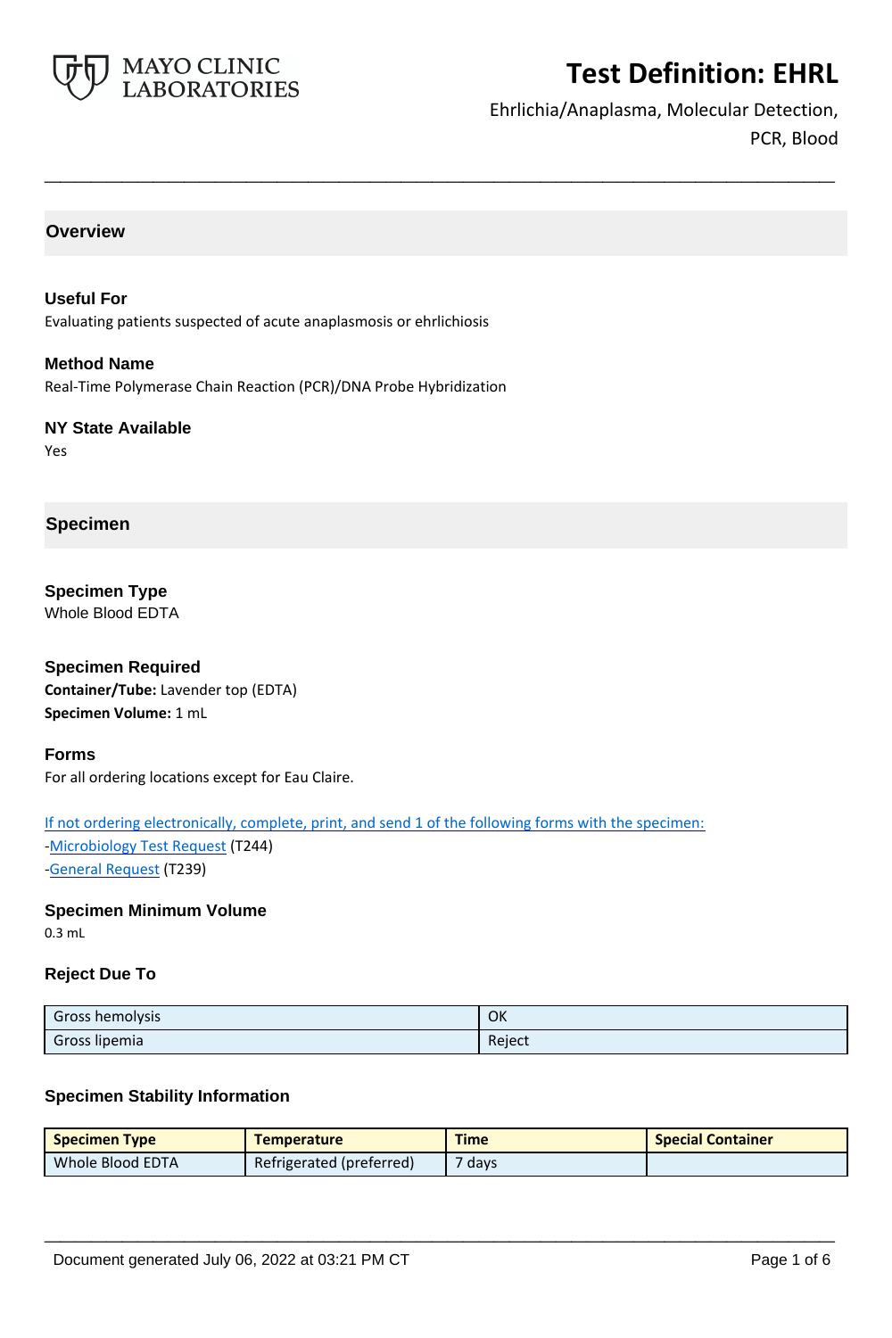# Test Definition: EHRL

Ehrlichia/Anaplasma, Molecular Detection, PCR, Blood

## Overview

### Useful For

Evaluating patients suspected of acute anaplasmosis or ehrlichiosis

### Method Name

Real-Time Polymerase Chain Reaction (PCR)/DNA Probe Hybridization

### NY State Available

Yes

## Specimen

### Specimen Type

Whole Blood EDTA

### Specimen Required

**Container/Tube:** Lavender top (EDTA)
**Specimen Volume:** 1 mL

### Forms

For all ordering locations except for Eau Claire.

If not ordering electronically, complete, print, and send 1 of the following forms with the specimen:
-Microbiology Test Request (T244)
-General Request (T239)

### Specimen Minimum Volume

0.3 mL

### Reject Due To

| | |
|---|---|
| Gross hemolysis | OK |
| Gross lipemia | Reject |

### Specimen Stability Information

| Specimen Type | Temperature | Time | Special Container |
|---|---|---|---|
| Whole Blood EDTA | Refrigerated (preferred) | 7 days | |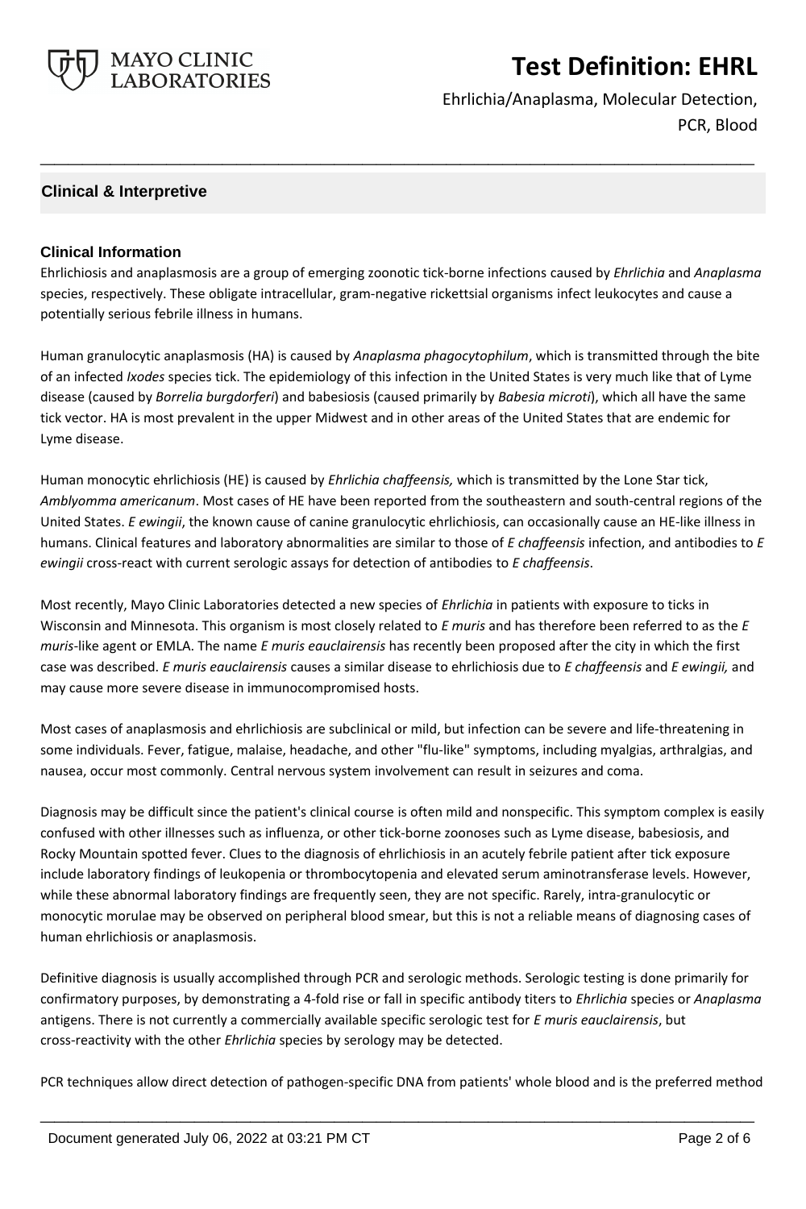## Clinical & Interpretive

### Clinical Information

Ehrlichiosis and anaplasmosis are a group of emerging zoonotic tick-borne infections caused by *Ehrlichia* and *Anaplasma* species, respectively. These obligate intracellular, gram-negative rickettsial organisms infect leukocytes and cause a potentially serious febrile illness in humans.

Human granulocytic anaplasmosis (HA) is caused by *Anaplasma phagocytophilum*, which is transmitted through the bite of an infected *Ixodes* species tick. The epidemiology of this infection in the United States is very much like that of Lyme disease (caused by *Borrelia burgdorferi*) and babesiosis (caused primarily by *Babesia microti*), which all have the same tick vector. HA is most prevalent in the upper Midwest and in other areas of the United States that are endemic for Lyme disease.

Human monocytic ehrlichiosis (HE) is caused by *Ehrlichia chaffeensis,* which is transmitted by the Lone Star tick, *Amblyomma americanum*. Most cases of HE have been reported from the southeastern and south-central regions of the United States. *E ewingii*, the known cause of canine granulocytic ehrlichiosis, can occasionally cause an HE-like illness in humans. Clinical features and laboratory abnormalities are similar to those of *E chaffeensis* infection, and antibodies to *E ewingii* cross-react with current serologic assays for detection of antibodies to *E chaffeensis*.

Most recently, Mayo Clinic Laboratories detected a new species of *Ehrlichia* in patients with exposure to ticks in Wisconsin and Minnesota. This organism is most closely related to *E muris* and has therefore been referred to as the *E muris*-like agent or EMLA. The name *E muris eauclairensis* has recently been proposed after the city in which the first case was described. *E muris eauclairensis* causes a similar disease to ehrlichiosis due to *E chaffeensis* and *E ewingii,* and may cause more severe disease in immunocompromised hosts.

Most cases of anaplasmosis and ehrlichiosis are subclinical or mild, but infection can be severe and life-threatening in some individuals. Fever, fatigue, malaise, headache, and other "flu-like" symptoms, including myalgias, arthralgias, and nausea, occur most commonly. Central nervous system involvement can result in seizures and coma.

Diagnosis may be difficult since the patient's clinical course is often mild and nonspecific. This symptom complex is easily confused with other illnesses such as influenza, or other tick-borne zoonoses such as Lyme disease, babesiosis, and Rocky Mountain spotted fever. Clues to the diagnosis of ehrlichiosis in an acutely febrile patient after tick exposure include laboratory findings of leukopenia or thrombocytopenia and elevated serum aminotransferase levels. However, while these abnormal laboratory findings are frequently seen, they are not specific. Rarely, intra-granulocytic or monocytic morulae may be observed on peripheral blood smear, but this is not a reliable means of diagnosing cases of human ehrlichiosis or anaplasmosis.

Definitive diagnosis is usually accomplished through PCR and serologic methods. Serologic testing is done primarily for confirmatory purposes, by demonstrating a 4-fold rise or fall in specific antibody titers to *Ehrlichia* species or *Anaplasma* antigens. There is not currently a commercially available specific serologic test for *E muris eauclairensis*, but cross-reactivity with the other *Ehrlichia* species by serology may be detected.

PCR techniques allow direct detection of pathogen-specific DNA from patients' whole blood and is the preferred method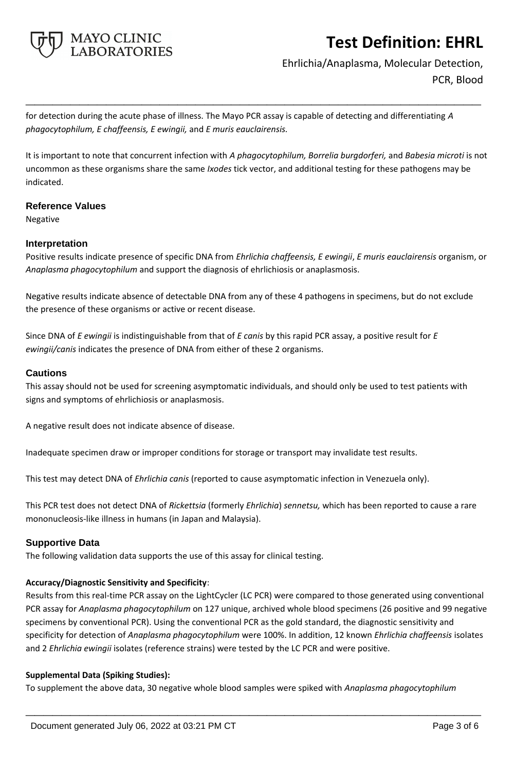for detection during the acute phase of illness. The Mayo PCR assay is capable of detecting and differentiating *A phagocytophilum, E chaffeensis, E ewingii,* and *E muris eauclairensis.*

It is important to note that concurrent infection with *A phagocytophilum, Borrelia burgdorferi,* and *Babesia microti* is not uncommon as these organisms share the same *Ixodes* tick vector, and additional testing for these pathogens may be indicated.

## Reference Values

Negative

## Interpretation

Positive results indicate presence of specific DNA from *Ehrlichia chaffeensis, E ewingii*, *E muris eauclairensis* organism, or *Anaplasma phagocytophilum* and support the diagnosis of ehrlichiosis or anaplasmosis.

Negative results indicate absence of detectable DNA from any of these 4 pathogens in specimens, but do not exclude the presence of these organisms or active or recent disease.

Since DNA of *E ewingii* is indistinguishable from that of *E canis* by this rapid PCR assay, a positive result for *E ewingii/canis* indicates the presence of DNA from either of these 2 organisms.

## Cautions

This assay should not be used for screening asymptomatic individuals, and should only be used to test patients with signs and symptoms of ehrlichiosis or anaplasmosis.

A negative result does not indicate absence of disease.

Inadequate specimen draw or improper conditions for storage or transport may invalidate test results.

This test may detect DNA of *Ehrlichia canis* (reported to cause asymptomatic infection in Venezuela only).

This PCR test does not detect DNA of *Rickettsia* (formerly *Ehrlichia*) *sennetsu,* which has been reported to cause a rare mononucleosis-like illness in humans (in Japan and Malaysia).

## Supportive Data

The following validation data supports the use of this assay for clinical testing.

**Accuracy/Diagnostic Sensitivity and Specificity**:

Results from this real-time PCR assay on the LightCycler (LC PCR) were compared to those generated using conventional PCR assay for *Anaplasma phagocytophilum* on 127 unique, archived whole blood specimens (26 positive and 99 negative specimens by conventional PCR). Using the conventional PCR as the gold standard, the diagnostic sensitivity and specificity for detection of *Anaplasma phagocytophilum* were 100%. In addition, 12 known *Ehrlichia chaffeensis* isolates and 2 *Ehrlichia ewingii* isolates (reference strains) were tested by the LC PCR and were positive.

**Supplemental Data (Spiking Studies):**

To supplement the above data, 30 negative whole blood samples were spiked with *Anaplasma phagocytophilum*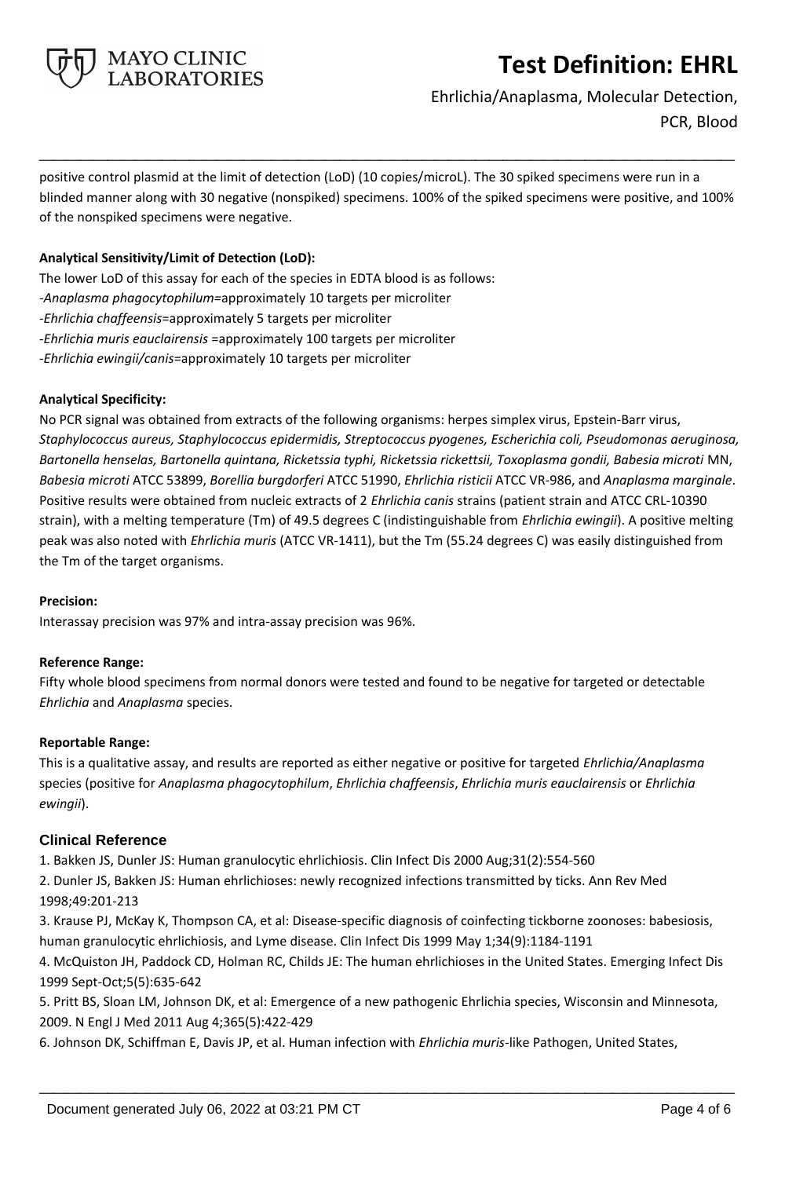positive control plasmid at the limit of detection (LoD) (10 copies/microL). The 30 spiked specimens were run in a blinded manner along with 30 negative (nonspiked) specimens. 100% of the spiked specimens were positive, and 100% of the nonspiked specimens were negative.

**Analytical Sensitivity/Limit of Detection (LoD):**

The lower LoD of this assay for each of the species in EDTA blood is as follows:

-*Anaplasma phagocytophilum*=approximately 10 targets per microliter

-*Ehrlichia chaffeensis*=approximately 5 targets per microliter

-*Ehrlichia muris eauclairensis* =approximately 100 targets per microliter

-*Ehrlichia ewingii/canis*=approximately 10 targets per microliter

**Analytical Specificity:**

No PCR signal was obtained from extracts of the following organisms: herpes simplex virus, Epstein-Barr virus, *Staphylococcus aureus, Staphylococcus epidermidis, Streptococcus pyogenes, Escherichia coli, Pseudomonas aeruginosa, Bartonella henselas, Bartonella quintana, Ricketssia typhi, Ricketssia rickettsii, Toxoplasma gondii, Babesia microti* MN, *Babesia microti* ATCC 53899, *Borellia burgdorferi* ATCC 51990, *Ehrlichia risticii* ATCC VR-986, and *Anaplasma marginale*. Positive results were obtained from nucleic extracts of 2 *Ehrlichia canis* strains (patient strain and ATCC CRL-10390 strain), with a melting temperature (Tm) of 49.5 degrees C (indistinguishable from *Ehrlichia ewingii*). A positive melting peak was also noted with *Ehrlichia muris* (ATCC VR-1411), but the Tm (55.24 degrees C) was easily distinguished from the Tm of the target organisms.

**Precision:**

Interassay precision was 97% and intra-assay precision was 96%.

**Reference Range:**

Fifty whole blood specimens from normal donors were tested and found to be negative for targeted or detectable *Ehrlichia* and *Anaplasma* species.

**Reportable Range:**

This is a qualitative assay, and results are reported as either negative or positive for targeted *Ehrlichia/Anaplasma* species (positive for *Anaplasma phagocytophilum*, *Ehrlichia chaffeensis*, *Ehrlichia muris eauclairensis* or *Ehrlichia ewingii*).

## Clinical Reference

1. Bakken JS, Dunler JS: Human granulocytic ehrlichiosis. Clin Infect Dis 2000 Aug;31(2):554-560
2. Dunler JS, Bakken JS: Human ehrlichioses: newly recognized infections transmitted by ticks. Ann Rev Med 1998;49:201-213
3. Krause PJ, McKay K, Thompson CA, et al: Disease-specific diagnosis of coinfecting tickborne zoonoses: babesiosis, human granulocytic ehrlichiosis, and Lyme disease. Clin Infect Dis 1999 May 1;34(9):1184-1191
4. McQuiston JH, Paddock CD, Holman RC, Childs JE: The human ehrlichioses in the United States. Emerging Infect Dis 1999 Sept-Oct;5(5):635-642
5. Pritt BS, Sloan LM, Johnson DK, et al: Emergence of a new pathogenic Ehrlichia species, Wisconsin and Minnesota, 2009. N Engl J Med 2011 Aug 4;365(5):422-429
6. Johnson DK, Schiffman E, Davis JP, et al. Human infection with *Ehrlichia muris*-like Pathogen, United States,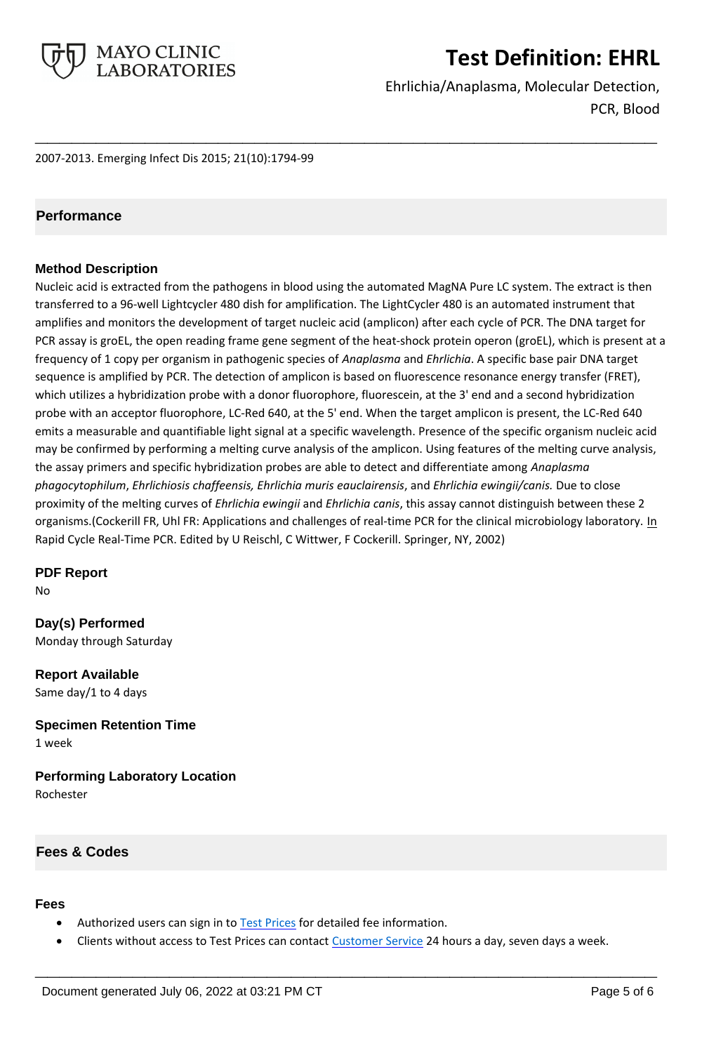2007-2013. Emerging Infect Dis 2015; 21(10):1794-99

## Performance

### Method Description

Nucleic acid is extracted from the pathogens in blood using the automated MagNA Pure LC system. The extract is then transferred to a 96-well Lightcycler 480 dish for amplification. The LightCycler 480 is an automated instrument that amplifies and monitors the development of target nucleic acid (amplicon) after each cycle of PCR. The DNA target for PCR assay is groEL, the open reading frame gene segment of the heat-shock protein operon (groEL), which is present at a frequency of 1 copy per organism in pathogenic species of *Anaplasma* and *Ehrlichia*. A specific base pair DNA target sequence is amplified by PCR. The detection of amplicon is based on fluorescence resonance energy transfer (FRET), which utilizes a hybridization probe with a donor fluorophore, fluorescein, at the 3' end and a second hybridization probe with an acceptor fluorophore, LC-Red 640, at the 5' end. When the target amplicon is present, the LC-Red 640 emits a measurable and quantifiable light signal at a specific wavelength. Presence of the specific organism nucleic acid may be confirmed by performing a melting curve analysis of the amplicon. Using features of the melting curve analysis, the assay primers and specific hybridization probes are able to detect and differentiate among *Anaplasma phagocytophilum*, *Ehrlichiosis chaffeensis, Ehrlichia muris eauclairensis*, and *Ehrlichia ewingii/canis.* Due to close proximity of the melting curves of *Ehrlichia ewingii* and *Ehrlichia canis*, this assay cannot distinguish between these 2 organisms.(Cockerill FR, Uhl FR: Applications and challenges of real-time PCR for the clinical microbiology laboratory. In Rapid Cycle Real-Time PCR. Edited by U Reischl, C Wittwer, F Cockerill. Springer, NY, 2002)

### PDF Report

No

### Day(s) Performed

Monday through Saturday

### Report Available

Same day/1 to 4 days

### Specimen Retention Time

1 week

### Performing Laboratory Location

Rochester

## Fees & Codes

### Fees

- Authorized users can sign in to Test Prices for detailed fee information.
- Clients without access to Test Prices can contact Customer Service 24 hours a day, seven days a week.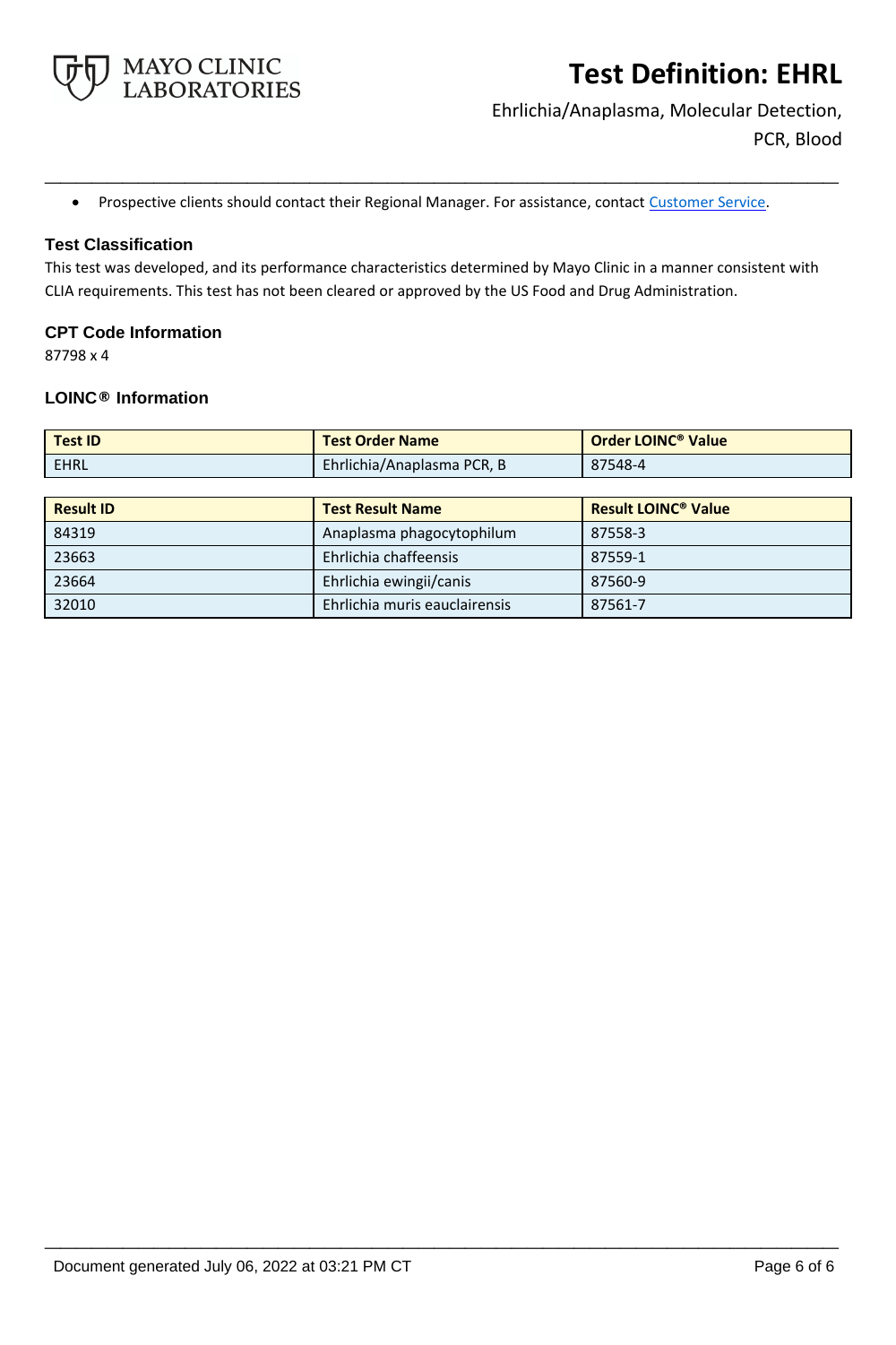- Prospective clients should contact their Regional Manager. For assistance, contact Customer Service.

### Test Classification

This test was developed, and its performance characteristics determined by Mayo Clinic in a manner consistent with CLIA requirements. This test has not been cleared or approved by the US Food and Drug Administration.

### CPT Code Information

87798 x 4

### LOINC® Information

| Test ID | Test Order Name | Order LOINC® Value |
|---|---|---|
| EHRL | Ehrlichia/Anaplasma PCR, B | 87548-4 |

| Result ID | Test Result Name | Result LOINC® Value |
|---|---|---|
| 84319 | Anaplasma phagocytophilum | 87558-3 |
| 23663 | Ehrlichia chaffeensis | 87559-1 |
| 23664 | Ehrlichia ewingii/canis | 87560-9 |
| 32010 | Ehrlichia muris eauclairensis | 87561-7 |